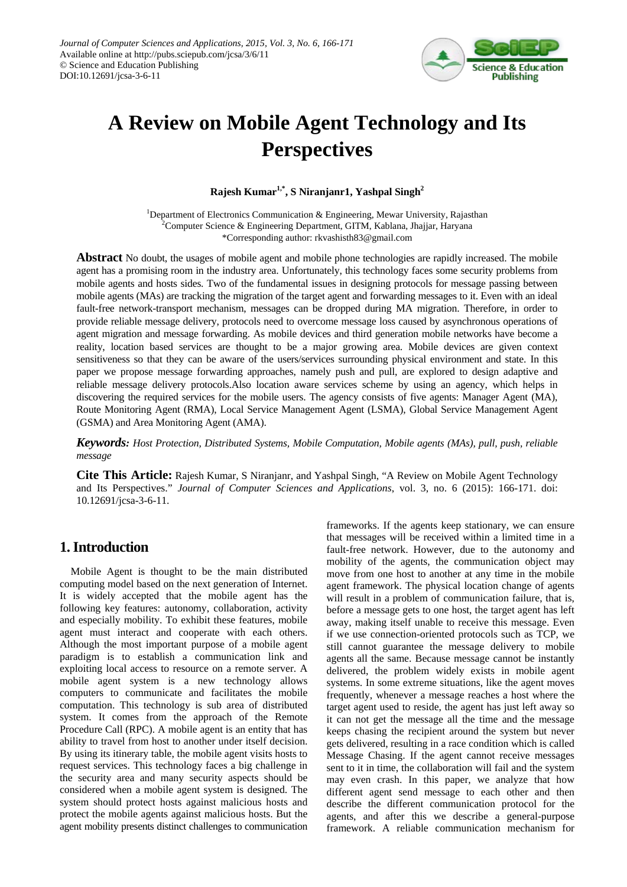# A Review on Mobile Agent Technology and Its Perspectives

**Rajesh Kumar[1,*], S Niranjanr1, Yashpal Singh[2]**

[1]Department of Electronics Communication & Engineering, Mewar University, Rajasthan
[2]Computer Science & Engineering Department, GITM, Kablana, Jhajjar, Haryana
*Corresponding author: rkvashisth83@gmail.com

**Abstract** No doubt, the usages of mobile agent and mobile phone technologies are rapidly increased. The mobile agent has a promising room in the industry area. Unfortunately, this technology faces some security problems from mobile agents and hosts sides. Two of the fundamental issues in designing protocols for message passing between mobile agents (MAs) are tracking the migration of the target agent and forwarding messages to it. Even with an ideal fault-free network-transport mechanism, messages can be dropped during MA migration. Therefore, in order to provide reliable message delivery, protocols need to overcome message loss caused by asynchronous operations of agent migration and message forwarding. As mobile devices and third generation mobile networks have become a reality, location based services are thought to be a major growing area. Mobile devices are given context sensitiveness so that they can be aware of the users/services surrounding physical environment and state. In this paper we propose message forwarding approaches, namely push and pull, are explored to design adaptive and reliable message delivery protocols.Also location aware services scheme by using an agency, which helps in discovering the required services for the mobile users. The agency consists of five agents: Manager Agent (MA), Route Monitoring Agent (RMA), Local Service Management Agent (LSMA), Global Service Management Agent (GSMA) and Area Monitoring Agent (AMA).

***Keywords:*** *Host Protection, Distributed Systems, Mobile Computation, Mobile agents (MAs), pull, push, reliable message*

**Cite This Article:** Rajesh Kumar, S Niranjanr, and Yashpal Singh, "A Review on Mobile Agent Technology and Its Perspectives." *Journal of Computer Sciences and Applications*, vol. 3, no. 6 (2015): 166-171. doi: 10.12691/jcsa-3-6-11.

## 1. Introduction

Mobile Agent is thought to be the main distributed computing model based on the next generation of Internet. It is widely accepted that the mobile agent has the following key features: autonomy, collaboration, activity and especially mobility. To exhibit these features, mobile agent must interact and cooperate with each others. Although the most important purpose of a mobile agent paradigm is to establish a communication link and exploiting local access to resource on a remote server. A mobile agent system is a new technology allows computers to communicate and facilitates the mobile computation. This technology is sub area of distributed system. It comes from the approach of the Remote Procedure Call (RPC). A mobile agent is an entity that has ability to travel from host to another under itself decision. By using its itinerary table, the mobile agent visits hosts to request services. This technology faces a big challenge in the security area and many security aspects should be considered when a mobile agent system is designed. The system should protect hosts against malicious hosts and protect the mobile agents against malicious hosts. But the agent mobility presents distinct challenges to communication frameworks. If the agents keep stationary, we can ensure that messages will be received within a limited time in a fault-free network. However, due to the autonomy and mobility of the agents, the communication object may move from one host to another at any time in the mobile agent framework. The physical location change of agents will result in a problem of communication failure, that is, before a message gets to one host, the target agent has left away, making itself unable to receive this message. Even if we use connection-oriented protocols such as TCP, we still cannot guarantee the message delivery to mobile agents all the same. Because message cannot be instantly delivered, the problem widely exists in mobile agent systems. In some extreme situations, like the agent moves frequently, whenever a message reaches a host where the target agent used to reside, the agent has just left away so it can not get the message all the time and the message keeps chasing the recipient around the system but never gets delivered, resulting in a race condition which is called Message Chasing. If the agent cannot receive messages sent to it in time, the collaboration will fail and the system may even crash. In this paper, we analyze that how different agent send message to each other and then describe the different communication protocol for the agents, and after this we describe a general-purpose framework. A reliable communication mechanism for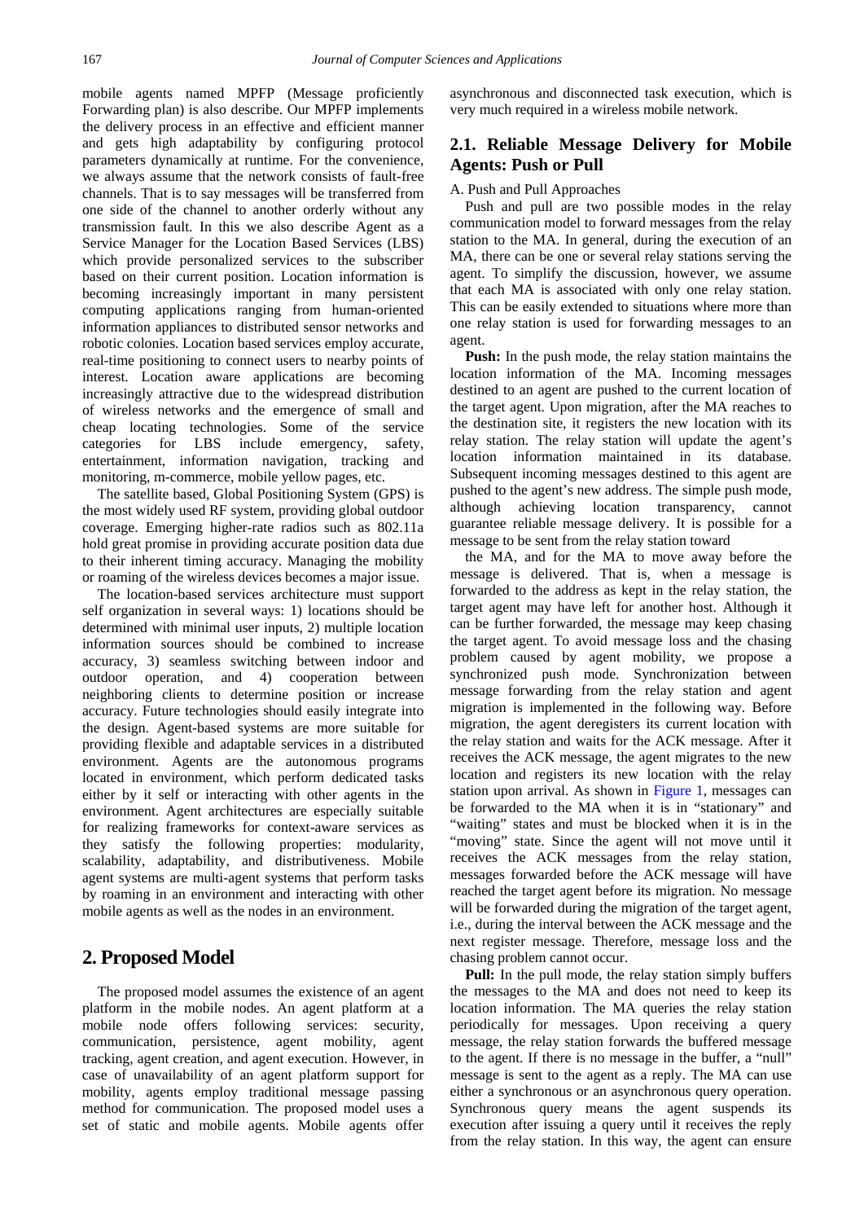mobile agents named MPFP (Message proficiently Forwarding plan) is also describe. Our MPFP implements the delivery process in an effective and efficient manner and gets high adaptability by configuring protocol parameters dynamically at runtime. For the convenience, we always assume that the network consists of fault-free channels. That is to say messages will be transferred from one side of the channel to another orderly without any transmission fault. In this we also describe Agent as a Service Manager for the Location Based Services (LBS) which provide personalized services to the subscriber based on their current position. Location information is becoming increasingly important in many persistent computing applications ranging from human-oriented information appliances to distributed sensor networks and robotic colonies. Location based services employ accurate, real-time positioning to connect users to nearby points of interest. Location aware applications are becoming increasingly attractive due to the widespread distribution of wireless networks and the emergence of small and cheap locating technologies. Some of the service categories for LBS include emergency, safety, entertainment, information navigation, tracking and monitoring, m-commerce, mobile yellow pages, etc.

The satellite based, Global Positioning System (GPS) is the most widely used RF system, providing global outdoor coverage. Emerging higher-rate radios such as 802.11a hold great promise in providing accurate position data due to their inherent timing accuracy. Managing the mobility or roaming of the wireless devices becomes a major issue.

The location-based services architecture must support self organization in several ways: 1) locations should be determined with minimal user inputs, 2) multiple location information sources should be combined to increase accuracy, 3) seamless switching between indoor and outdoor operation, and 4) cooperation between neighboring clients to determine position or increase accuracy. Future technologies should easily integrate into the design. Agent-based systems are more suitable for providing flexible and adaptable services in a distributed environment. Agents are the autonomous programs located in environment, which perform dedicated tasks either by it self or interacting with other agents in the environment. Agent architectures are especially suitable for realizing frameworks for context-aware services as they satisfy the following properties: modularity, scalability, adaptability, and distributiveness. Mobile agent systems are multi-agent systems that perform tasks by roaming in an environment and interacting with other mobile agents as well as the nodes in an environment.

## 2. Proposed Model

The proposed model assumes the existence of an agent platform in the mobile nodes. An agent platform at a mobile node offers following services: security, communication, persistence, agent mobility, agent tracking, agent creation, and agent execution. However, in case of unavailability of an agent platform support for mobility, agents employ traditional message passing method for communication. The proposed model uses a set of static and mobile agents. Mobile agents offer asynchronous and disconnected task execution, which is very much required in a wireless mobile network.

### 2.1. Reliable Message Delivery for Mobile Agents: Push or Pull

A. Push and Pull Approaches

Push and pull are two possible modes in the relay communication model to forward messages from the relay station to the MA. In general, during the execution of an MA, there can be one or several relay stations serving the agent. To simplify the discussion, however, we assume that each MA is associated with only one relay station. This can be easily extended to situations where more than one relay station is used for forwarding messages to an agent.

**Push:** In the push mode, the relay station maintains the location information of the MA. Incoming messages destined to an agent are pushed to the current location of the target agent. Upon migration, after the MA reaches to the destination site, it registers the new location with its relay station. The relay station will update the agent's location information maintained in its database. Subsequent incoming messages destined to this agent are pushed to the agent's new address. The simple push mode, although achieving location transparency, cannot guarantee reliable message delivery. It is possible for a message to be sent from the relay station toward the MA, and for the MA to move away before the message is delivered. That is, when a message is forwarded to the address as kept in the relay station, the target agent may have left for another host. Although it can be further forwarded, the message may keep chasing the target agent. To avoid message loss and the chasing problem caused by agent mobility, we propose a synchronized push mode. Synchronization between message forwarding from the relay station and agent migration is implemented in the following way. Before migration, the agent deregisters its current location with the relay station and waits for the ACK message. After it receives the ACK message, the agent migrates to the new location and registers its new location with the relay station upon arrival. As shown in Figure 1, messages can be forwarded to the MA when it is in "stationary" and "waiting" states and must be blocked when it is in the "moving" state. Since the agent will not move until it receives the ACK messages from the relay station, messages forwarded before the ACK message will have reached the target agent before its migration. No message will be forwarded during the migration of the target agent, i.e., during the interval between the ACK message and the next register message. Therefore, message loss and the chasing problem cannot occur.

**Pull:** In the pull mode, the relay station simply buffers the messages to the MA and does not need to keep its location information. The MA queries the relay station periodically for messages. Upon receiving a query message, the relay station forwards the buffered message to the agent. If there is no message in the buffer, a "null" message is sent to the agent as a reply. The MA can use either a synchronous or an asynchronous query operation. Synchronous query means the agent suspends its execution after issuing a query until it receives the reply from the relay station. In this way, the agent can ensure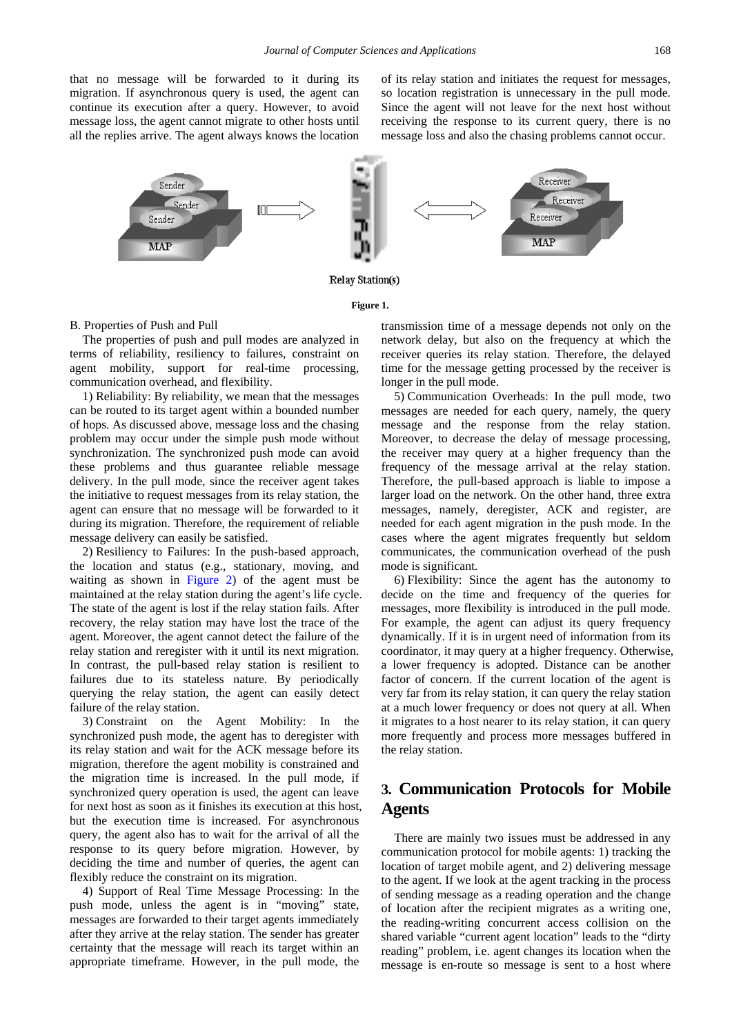that no message will be forwarded to it during its migration. If asynchronous query is used, the agent can continue its execution after a query. However, to avoid message loss, the agent cannot migrate to other hosts until all the replies arrive. The agent always knows the location of its relay station and initiates the request for messages, so location registration is unnecessary in the pull mode. Since the agent will not leave for the next host without receiving the response to its current query, there is no message loss and also the chasing problems cannot occur.

Figure 1.

B. Properties of Push and Pull

The properties of push and pull modes are analyzed in terms of reliability, resiliency to failures, constraint on agent mobility, support for real-time processing, communication overhead, and flexibility.

1) Reliability: By reliability, we mean that the messages can be routed to its target agent within a bounded number of hops. As discussed above, message loss and the chasing problem may occur under the simple push mode without synchronization. The synchronized push mode can avoid these problems and thus guarantee reliable message delivery. In the pull mode, since the receiver agent takes the initiative to request messages from its relay station, the agent can ensure that no message will be forwarded to it during its migration. Therefore, the requirement of reliable message delivery can easily be satisfied.

2) Resiliency to Failures: In the push-based approach, the location and status (e.g., stationary, moving, and waiting as shown in Figure 2) of the agent must be maintained at the relay station during the agent's life cycle. The state of the agent is lost if the relay station fails. After recovery, the relay station may have lost the trace of the agent. Moreover, the agent cannot detect the failure of the relay station and reregister with it until its next migration. In contrast, the pull-based relay station is resilient to failures due to its stateless nature. By periodically querying the relay station, the agent can easily detect failure of the relay station.

3) Constraint on the Agent Mobility: In the synchronized push mode, the agent has to deregister with its relay station and wait for the ACK message before its migration, therefore the agent mobility is constrained and the migration time is increased. In the pull mode, if synchronized query operation is used, the agent can leave for next host as soon as it finishes its execution at this host, but the execution time is increased. For asynchronous query, the agent also has to wait for the arrival of all the response to its query before migration. However, by deciding the time and number of queries, the agent can flexibly reduce the constraint on its migration.

4) Support of Real Time Message Processing: In the push mode, unless the agent is in "moving" state, messages are forwarded to their target agents immediately after they arrive at the relay station. The sender has greater certainty that the message will reach its target within an appropriate timeframe. However, in the pull mode, the transmission time of a message depends not only on the network delay, but also on the frequency at which the receiver queries its relay station. Therefore, the delayed time for the message getting processed by the receiver is longer in the pull mode.

5) Communication Overheads: In the pull mode, two messages are needed for each query, namely, the query message and the response from the relay station. Moreover, to decrease the delay of message processing, the receiver may query at a higher frequency than the frequency of the message arrival at the relay station. Therefore, the pull-based approach is liable to impose a larger load on the network. On the other hand, three extra messages, namely, deregister, ACK and register, are needed for each agent migration in the push mode. In the cases where the agent migrates frequently but seldom communicates, the communication overhead of the push mode is significant.

6) Flexibility: Since the agent has the autonomy to decide on the time and frequency of the queries for messages, more flexibility is introduced in the pull mode. For example, the agent can adjust its query frequency dynamically. If it is in urgent need of information from its coordinator, it may query at a higher frequency. Otherwise, a lower frequency is adopted. Distance can be another factor of concern. If the current location of the agent is very far from its relay station, it can query the relay station at a much lower frequency or does not query at all. When it migrates to a host nearer to its relay station, it can query more frequently and process more messages buffered in the relay station.

## 3. Communication Protocols for Mobile Agents

There are mainly two issues must be addressed in any communication protocol for mobile agents: 1) tracking the location of target mobile agent, and 2) delivering message to the agent. If we look at the agent tracking in the process of sending message as a reading operation and the change of location after the recipient migrates as a writing one, the reading-writing concurrent access collision on the shared variable "current agent location" leads to the "dirty reading" problem, i.e. agent changes its location when the message is en-route so message is sent to a host where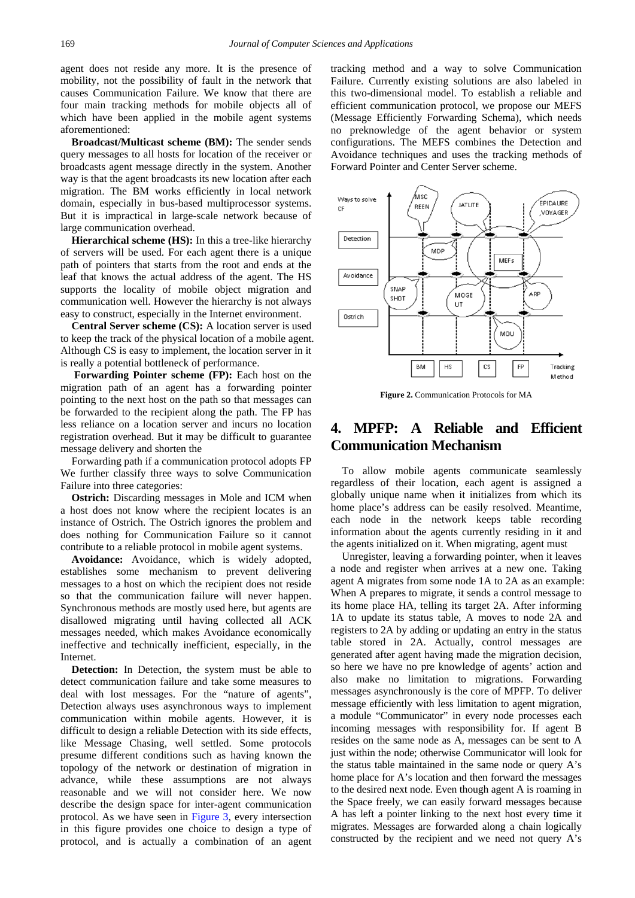agent does not reside any more. It is the presence of mobility, not the possibility of fault in the network that causes Communication Failure. We know that there are four main tracking methods for mobile objects all of which have been applied in the mobile agent systems aforementioned:

**Broadcast/Multicast scheme (BM):** The sender sends query messages to all hosts for location of the receiver or broadcasts agent message directly in the system. Another way is that the agent broadcasts its new location after each migration. The BM works efficiently in local network domain, especially in bus-based multiprocessor systems. But it is impractical in large-scale network because of large communication overhead.

**Hierarchical scheme (HS):** In this a tree-like hierarchy of servers will be used. For each agent there is a unique path of pointers that starts from the root and ends at the leaf that knows the actual address of the agent. The HS supports the locality of mobile object migration and communication well. However the hierarchy is not always easy to construct, especially in the Internet environment.

**Central Server scheme (CS):** A location server is used to keep the track of the physical location of a mobile agent. Although CS is easy to implement, the location server in it is really a potential bottleneck of performance.

**Forwarding Pointer scheme (FP):** Each host on the migration path of an agent has a forwarding pointer pointing to the next host on the path so that messages can be forwarded to the recipient along the path. The FP has less reliance on a location server and incurs no location registration overhead. But it may be difficult to guarantee message delivery and shorten the

Forwarding path if a communication protocol adopts FP We further classify three ways to solve Communication Failure into three categories:

**Ostrich:** Discarding messages in Mole and ICM when a host does not know where the recipient locates is an instance of Ostrich. The Ostrich ignores the problem and does nothing for Communication Failure so it cannot contribute to a reliable protocol in mobile agent systems.

**Avoidance:** Avoidance, which is widely adopted, establishes some mechanism to prevent delivering messages to a host on which the recipient does not reside so that the communication failure will never happen. Synchronous methods are mostly used here, but agents are disallowed migrating until having collected all ACK messages needed, which makes Avoidance economically ineffective and technically inefficient, especially, in the Internet.

**Detection:** In Detection, the system must be able to detect communication failure and take some measures to deal with lost messages. For the "nature of agents", Detection always uses asynchronous ways to implement communication within mobile agents. However, it is difficult to design a reliable Detection with its side effects, like Message Chasing, well settled. Some protocols presume different conditions such as having known the topology of the network or destination of migration in advance, while these assumptions are not always reasonable and we will not consider here. We now describe the design space for inter-agent communication protocol. As we have seen in Figure 3, every intersection in this figure provides one choice to design a type of protocol, and is actually a combination of an agent tracking method and a way to solve Communication Failure. Currently existing solutions are also labeled in this two-dimensional model. To establish a reliable and efficient communication protocol, we propose our MEFS (Message Efficiently Forwarding Schema), which needs no preknowledge of the agent behavior or system configurations. The MEFS combines the Detection and Avoidance techniques and uses the tracking methods of Forward Pointer and Center Server scheme.

**Figure 2.** Communication Protocols for MA

## 4. MPFP: A Reliable and Efficient Communication Mechanism

To allow mobile agents communicate seamlessly regardless of their location, each agent is assigned a globally unique name when it initializes from which its home place's address can be easily resolved. Meantime, each node in the network keeps table recording information about the agents currently residing in it and the agents initialized on it. When migrating, agent must

Unregister, leaving a forwarding pointer, when it leaves a node and register when arrives at a new one. Taking agent A migrates from some node 1A to 2A as an example: When A prepares to migrate, it sends a control message to its home place HA, telling its target 2A. After informing 1A to update its status table, A moves to node 2A and registers to 2A by adding or updating an entry in the status table stored in 2A. Actually, control messages are generated after agent having made the migration decision, so here we have no pre knowledge of agents' action and also make no limitation to migrations. Forwarding messages asynchronously is the core of MPFP. To deliver message efficiently with less limitation to agent migration, a module "Communicator" in every node processes each incoming messages with responsibility for. If agent B resides on the same node as A, messages can be sent to A just within the node; otherwise Communicator will look for the status table maintained in the same node or query A's home place for A's location and then forward the messages to the desired next node. Even though agent A is roaming in the Space freely, we can easily forward messages because A has left a pointer linking to the next host every time it migrates. Messages are forwarded along a chain logically constructed by the recipient and we need not query A's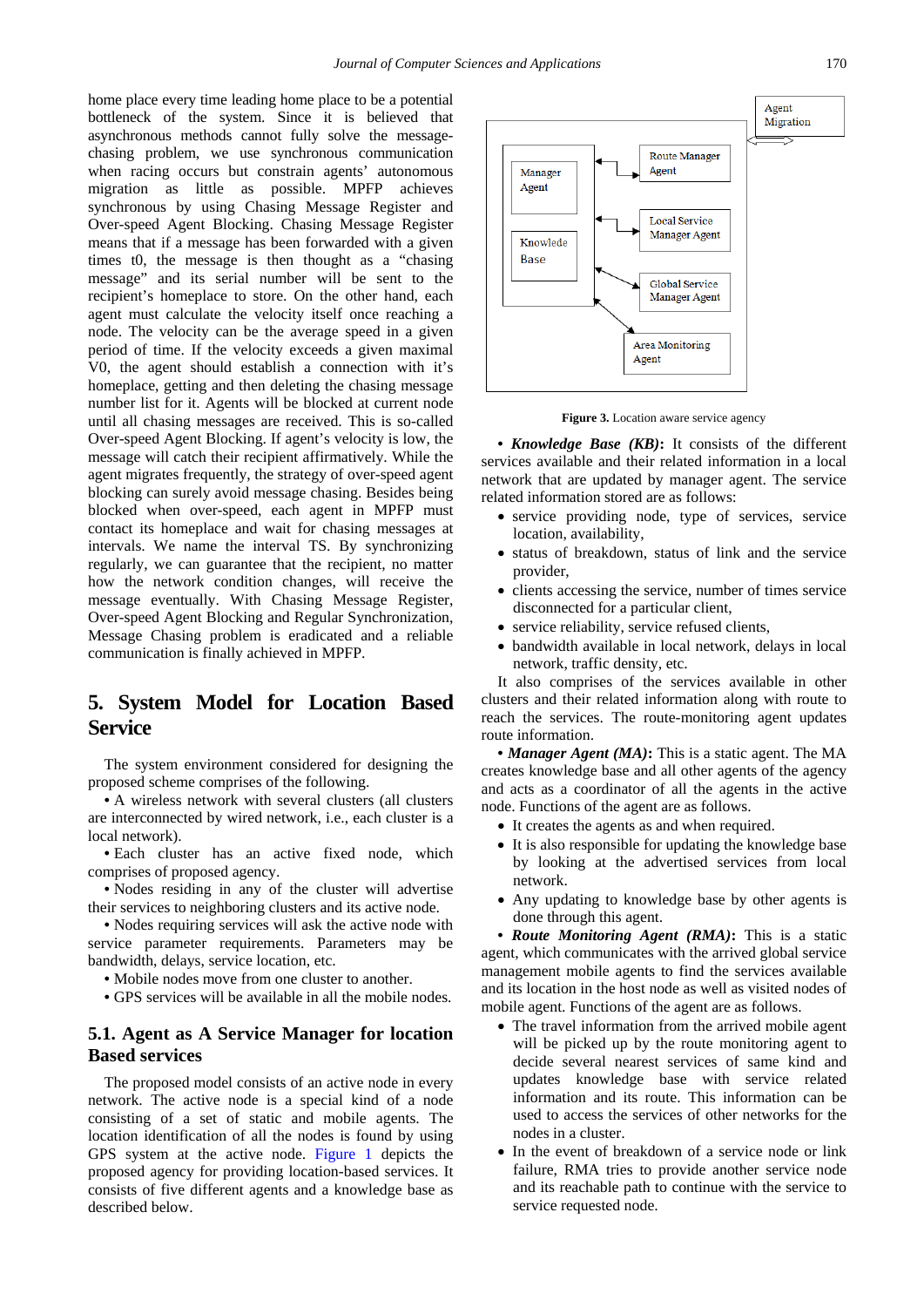home place every time leading home place to be a potential bottleneck of the system. Since it is believed that asynchronous methods cannot fully solve the message-chasing problem, we use synchronous communication when racing occurs but constrain agents' autonomous migration as little as possible. MPFP achieves synchronous by using Chasing Message Register and Over-speed Agent Blocking. Chasing Message Register means that if a message has been forwarded with a given times t0, the message is then thought as a "chasing message" and its serial number will be sent to the recipient's homeplace to store. On the other hand, each agent must calculate the velocity itself once reaching a node. The velocity can be the average speed in a given period of time. If the velocity exceeds a given maximal V0, the agent should establish a connection with it's homeplace, getting and then deleting the chasing message number list for it. Agents will be blocked at current node until all chasing messages are received. This is so-called Over-speed Agent Blocking. If agent's velocity is low, the message will catch their recipient affirmatively. While the agent migrates frequently, the strategy of over-speed agent blocking can surely avoid message chasing. Besides being blocked when over-speed, each agent in MPFP must contact its homeplace and wait for chasing messages at intervals. We name the interval TS. By synchronizing regularly, we can guarantee that the recipient, no matter how the network condition changes, will receive the message eventually. With Chasing Message Register, Over-speed Agent Blocking and Regular Synchronization, Message Chasing problem is eradicated and a reliable communication is finally achieved in MPFP.

## 5. System Model for Location Based Service

The system environment considered for designing the proposed scheme comprises of the following.

- A wireless network with several clusters (all clusters are interconnected by wired network, i.e., each cluster is a local network).
- Each cluster has an active fixed node, which comprises of proposed agency.
- Nodes residing in any of the cluster will advertise their services to neighboring clusters and its active node.
- Nodes requiring services will ask the active node with service parameter requirements. Parameters may be bandwidth, delays, service location, etc.
- Mobile nodes move from one cluster to another.
- GPS services will be available in all the mobile nodes.

### 5.1. Agent as A Service Manager for location Based services

The proposed model consists of an active node in every network. The active node is a special kind of a node consisting of a set of static and mobile agents. The location identification of all the nodes is found by using GPS system at the active node. Figure 1 depicts the proposed agency for providing location-based services. It consists of five different agents and a knowledge base as described below.

Agent Migration

Manager Agent

Knowlede Base

Route Manager Agent

Local Service Manager Agent

Global Service Manager Agent

Area Monitoring Agent

**Figure 3.** Location aware service agency

- ***Knowledge Base (KB)*****:** It consists of the different services available and their related information in a local network that are updated by manager agent. The service related information stored are as follows:
  - service providing node, type of services, service location, availability,
  - status of breakdown, status of link and the service provider,
  - clients accessing the service, number of times service disconnected for a particular client,
  - service reliability, service refused clients,
  - bandwidth available in local network, delays in local network, traffic density, etc.

It also comprises of the services available in other clusters and their related information along with route to reach the services. The route-monitoring agent updates route information.

- ***Manager Agent (MA)*****:** This is a static agent. The MA creates knowledge base and all other agents of the agency and acts as a coordinator of all the agents in the active node. Functions of the agent are as follows.
  - It creates the agents as and when required.
  - It is also responsible for updating the knowledge base by looking at the advertised services from local network.
  - Any updating to knowledge base by other agents is done through this agent.
- ***Route Monitoring Agent (RMA)*****:** This is a static agent, which communicates with the arrived global service management mobile agents to find the services available and its location in the host node as well as visited nodes of mobile agent. Functions of the agent are as follows.
  - The travel information from the arrived mobile agent will be picked up by the route monitoring agent to decide several nearest services of same kind and updates knowledge base with service related information and its route. This information can be used to access the services of other networks for the nodes in a cluster.
  - In the event of breakdown of a service node or link failure, RMA tries to provide another service node and its reachable path to continue with the service to service requested node.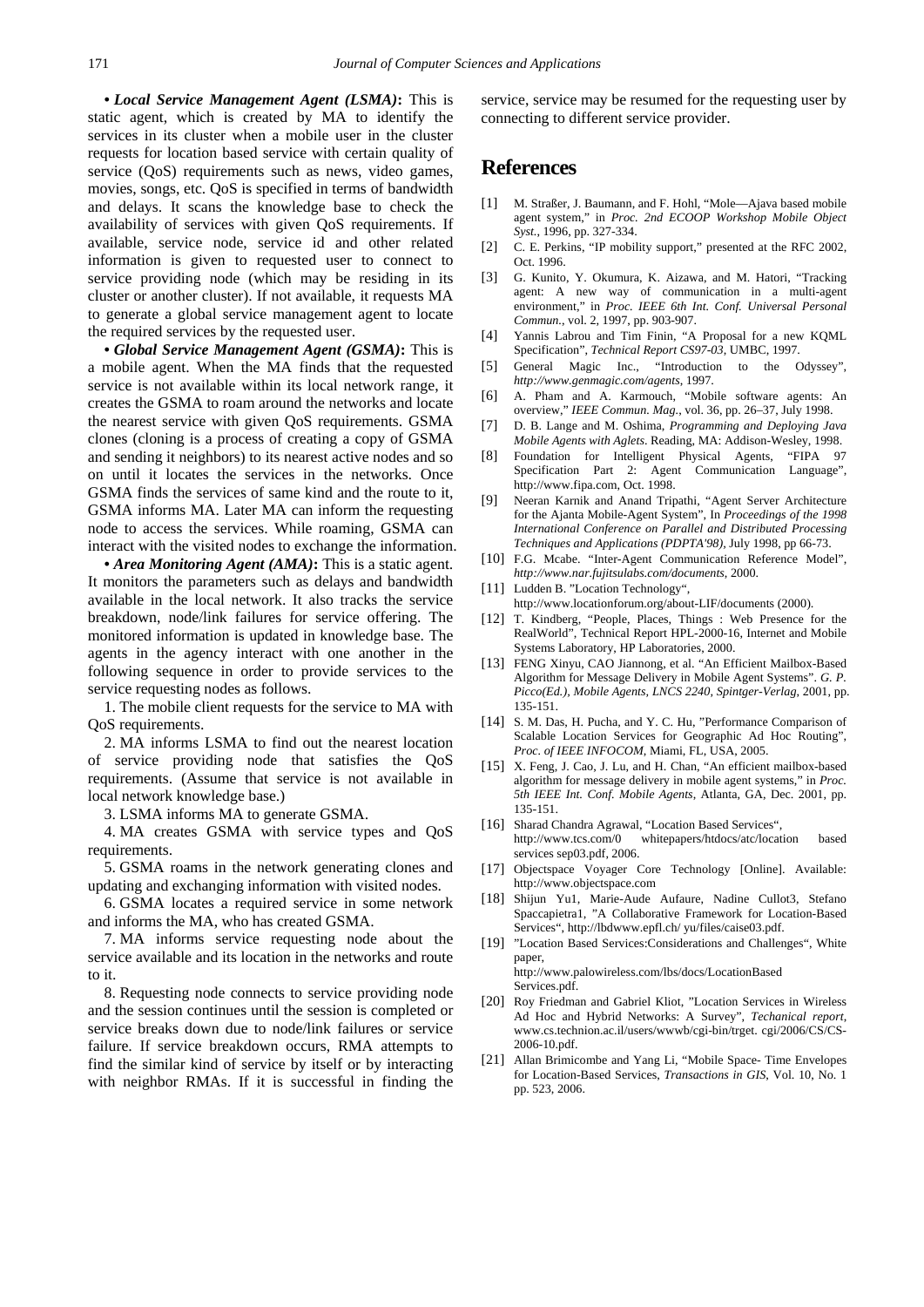• ***Local Service Management Agent (LSMA)*:** This is static agent, which is created by MA to identify the services in its cluster when a mobile user in the cluster requests for location based service with certain quality of service (QoS) requirements such as news, video games, movies, songs, etc. QoS is specified in terms of bandwidth and delays. It scans the knowledge base to check the availability of services with given QoS requirements. If available, service node, service id and other related information is given to requested user to connect to service providing node (which may be residing in its cluster or another cluster). If not available, it requests MA to generate a global service management agent to locate the required services by the requested user.

• ***Global Service Management Agent (GSMA)*:** This is a mobile agent. When the MA finds that the requested service is not available within its local network range, it creates the GSMA to roam around the networks and locate the nearest service with given QoS requirements. GSMA clones (cloning is a process of creating a copy of GSMA and sending it neighbors) to its nearest active nodes and so on until it locates the services in the networks. Once GSMA finds the services of same kind and the route to it, GSMA informs MA. Later MA can inform the requesting node to access the services. While roaming, GSMA can interact with the visited nodes to exchange the information.

• ***Area Monitoring Agent (AMA)*:** This is a static agent. It monitors the parameters such as delays and bandwidth available in the local network. It also tracks the service breakdown, node/link failures for service offering. The monitored information is updated in knowledge base. The agents in the agency interact with one another in the following sequence in order to provide services to the service requesting nodes as follows.

1. The mobile client requests for the service to MA with QoS requirements.

2. MA informs LSMA to find out the nearest location of service providing node that satisfies the QoS requirements. (Assume that service is not available in local network knowledge base.)

3. LSMA informs MA to generate GSMA.

4. MA creates GSMA with service types and QoS requirements.

5. GSMA roams in the network generating clones and updating and exchanging information with visited nodes.

6. GSMA locates a required service in some network and informs the MA, who has created GSMA.

7. MA informs service requesting node about the service available and its location in the networks and route to it.

8. Requesting node connects to service providing node and the session continues until the session is completed or service breaks down due to node/link failures or service failure. If service breakdown occurs, RMA attempts to find the similar kind of service by itself or by interacting with neighbor RMAs. If it is successful in finding the service, service may be resumed for the requesting user by connecting to different service provider.

# References

[1] M. Straßer, J. Baumann, and F. Hohl, "Mole—Ajava based mobile agent system," in *Proc. 2nd ECOOP Workshop Mobile Object Syst.*, 1996, pp. 327-334.

[2] C. E. Perkins, "IP mobility support," presented at the RFC 2002, Oct. 1996.

[3] G. Kunito, Y. Okumura, K. Aizawa, and M. Hatori, "Tracking agent: A new way of communication in a multi-agent environment," in *Proc. IEEE 6th Int. Conf. Universal Personal Commun.*, vol. 2, 1997, pp. 903-907.

[4] Yannis Labrou and Tim Finin, "A Proposal for a new KQML Specification", *Technical Report CS97-03*, UMBC, 1997.

[5] General Magic Inc., "Introduction to the Odyssey", *http://www.genmagic.com/agents*, 1997.

[6] A. Pham and A. Karmouch, "Mobile software agents: An overview," *IEEE Commun. Mag.*, vol. 36, pp. 26–37, July 1998.

[7] D. B. Lange and M. Oshima, *Programming and Deploying Java Mobile Agents with Aglets*. Reading, MA: Addison-Wesley, 1998.

[8] Foundation for Intelligent Physical Agents, "FIPA 97 Specification Part 2: Agent Communication Language", http://www.fipa.com, Oct. 1998.

[9] Neeran Karnik and Anand Tripathi, "Agent Server Architecture for the Ajanta Mobile-Agent System", In *Proceedings of the 1998 International Conference on Parallel and Distributed Processing Techniques and Applications (PDPTA'98)*, July 1998, pp 66-73.

[10] F.G. Mcabe. "Inter-Agent Communication Reference Model", *http://www.nar.fujitsulabs.com/documents*, 2000.

[11] Ludden B. "Location Technology", http://www.locationforum.org/about-LIF/documents (2000).

[12] T. Kindberg, "People, Places, Things : Web Presence for the RealWorld", Technical Report HPL-2000-16, Internet and Mobile Systems Laboratory, HP Laboratories, 2000.

[13] FENG Xinyu, CAO Jiannong, et al. "An Efficient Mailbox-Based Algorithm for Message Delivery in Mobile Agent Systems". *G. P. Picco(Ed.), Mobile Agents, LNCS 2240, Spintger-Verlag*, 2001, pp. 135-151.

[14] S. M. Das, H. Pucha, and Y. C. Hu, "Performance Comparison of Scalable Location Services for Geographic Ad Hoc Routing", *Proc. of IEEE INFOCOM*, Miami, FL, USA, 2005.

[15] X. Feng, J. Cao, J. Lu, and H. Chan, "An efficient mailbox-based algorithm for message delivery in mobile agent systems," in *Proc. 5th IEEE Int. Conf. Mobile Agents*, Atlanta, GA, Dec. 2001, pp. 135-151.

[16] Sharad Chandra Agrawal, "Location Based Services", http://www.tcs.com/0 whitepapers/htdocs/atc/location based services sep03.pdf, 2006.

[17] Objectspace Voyager Core Technology [Online]. Available: http://www.objectspace.com

[18] Shijun Yu1, Marie-Aude Aufaure, Nadine Cullot3, Stefano Spaccapietra1, "A Collaborative Framework for Location-Based Services", http://lbdwww.epfl.ch/ yu/files/caise03.pdf.

[19] "Location Based Services:Considerations and Challenges", White paper, http://www.palowireless.com/lbs/docs/LocationBased Services.pdf.

[20] Roy Friedman and Gabriel Kliot, "Location Services in Wireless Ad Hoc and Hybrid Networks: A Survey", *Techanical report*, www.cs.technion.ac.il/users/wwwb/cgi-bin/trget. cgi/2006/CS/CS-2006-10.pdf.

[21] Allan Brimicombe and Yang Li, "Mobile Space- Time Envelopes for Location-Based Services, *Transactions in GIS*, Vol. 10, No. 1 pp. 523, 2006.